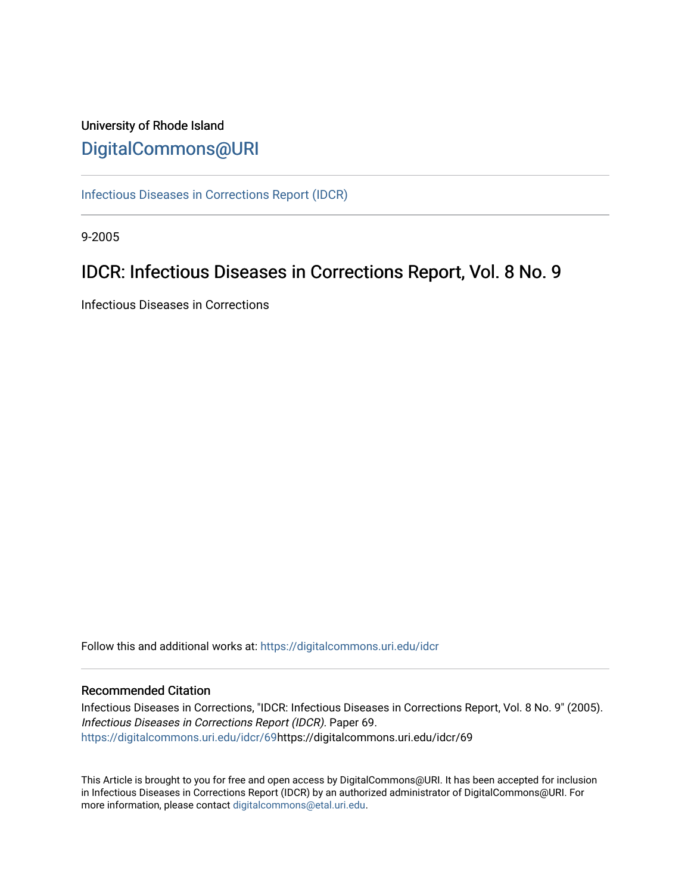University of Rhode Island

# DigitalCommons@URI

Infectious Diseases in Corrections Report (IDCR)

9-2005

## IDCR: Infectious Diseases in Corrections Report, Vol. 8 No. 9

Infectious Diseases in Corrections

Follow this and additional works at: https://digitalcommons.uri.edu/idcr

### Recommended Citation

Infectious Diseases in Corrections, "IDCR: Infectious Diseases in Corrections Report, Vol. 8 No. 9" (2005). *Infectious Diseases in Corrections Report (IDCR)*. Paper 69.
https://digitalcommons.uri.edu/idcr/69https://digitalcommons.uri.edu/idcr/69

This Article is brought to you for free and open access by DigitalCommons@URI. It has been accepted for inclusion in Infectious Diseases in Corrections Report (IDCR) by an authorized administrator of DigitalCommons@URI. For more information, please contact digitalcommons@etal.uri.edu.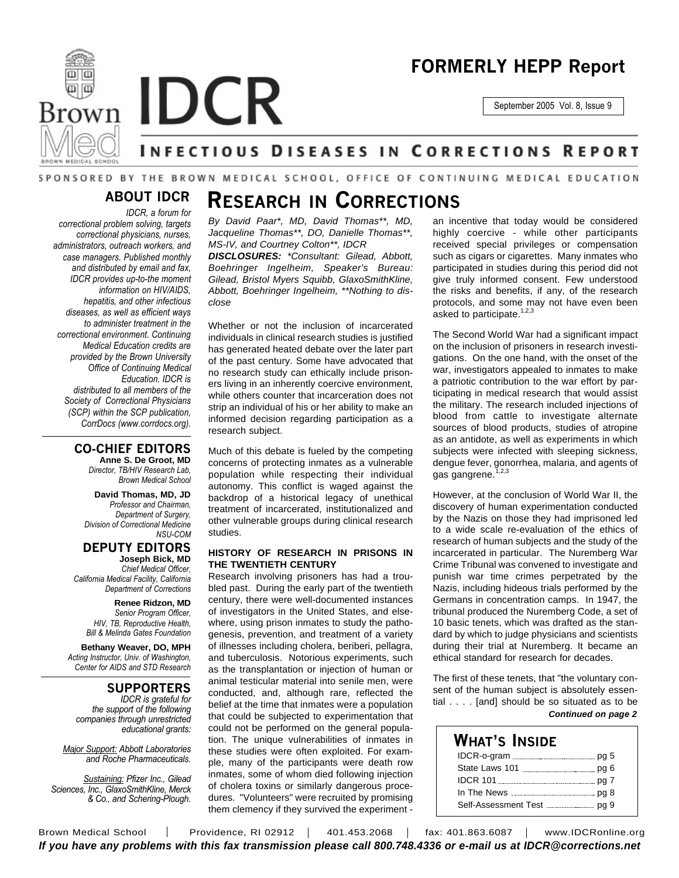# IDCR

## FORMERLY HEPP Report

September 2005 Vol. 8, Issue 9

INFECTIOUS DISEASES IN CORRECTIONS REPORT

SPONSORED BY THE BROWN MEDICAL SCHOOL, OFFICE OF CONTINUING MEDICAL EDUCATION

### ABOUT IDCR

*IDCR, a forum for correctional problem solving, targets correctional physicians, nurses, administrators, outreach workers, and case managers. Published monthly and distributed by email and fax, IDCR provides up-to-the moment information on HIV/AIDS, hepatitis, and other infectious diseases, as well as efficient ways to administer treatment in the correctional environment. Continuing Medical Education credits are provided by the Brown University Office of Continuing Medical Education. IDCR is distributed to all members of the Society of Correctional Physicians (SCP) within the SCP publication, CorrDocs (www.corrdocs.org).*

### CO-CHIEF EDITORS

**Anne S. De Groot, MD**
*Director, TB/HIV Research Lab, Brown Medical School*

**David Thomas, MD, JD**
*Professor and Chairman, Department of Surgery, Division of Correctional Medicine NSU-COM*

### DEPUTY EDITORS

**Joseph Bick, MD**
*Chief Medical Officer, California Medical Facility, California Department of Corrections*

**Renee Ridzon, MD**
*Senior Program Officer, HIV, TB, Reproductive Health, Bill & Melinda Gates Foundation*

**Bethany Weaver, DO, MPH**
*Acting Instructor, Univ. of Washington, Center for AIDS and STD Research*

### SUPPORTERS

*IDCR is grateful for the support of the following companies through unrestricted educational grants:*

*Major Support: Abbott Laboratories and Roche Pharmaceuticals.*

*Sustaining: Pfizer Inc., Gilead Sciences, Inc., GlaxoSmithKline, Merck & Co., and Schering-Plough.*

# RESEARCH IN CORRECTIONS

*By David Paar\*, MD, David Thomas\*\*, MD, Jacqueline Thomas\*\*, DO, Danielle Thomas\*\*, MS-IV, and Courtney Colton\*\*, IDCR*

***DISCLOSURES:** \*Consultant: Gilead, Abbott, Boehringer Ingelheim, Speaker's Bureau: Gilead, Bristol Myers Squibb, GlaxoSmithKline, Abbott, Boehringer Ingelheim, \*\*Nothing to disclose*

Whether or not the inclusion of incarcerated individuals in clinical research studies is justified has generated heated debate over the later part of the past century. Some have advocated that no research study can ethically include prisoners living in an inherently coercive environment, while others counter that incarceration does not strip an individual of his or her ability to make an informed decision regarding participation as a research subject.

Much of this debate is fueled by the competing concerns of protecting inmates as a vulnerable population while respecting their individual autonomy. This conflict is waged against the backdrop of a historical legacy of unethical treatment of incarcerated, institutionalized and other vulnerable groups during clinical research studies.

#### HISTORY OF RESEARCH IN PRISONS IN THE TWENTIETH CENTURY

Research involving prisoners has had a troubled past. During the early part of the twentieth century, there were well-documented instances of investigators in the United States, and elsewhere, using prison inmates to study the pathogenesis, prevention, and treatment of a variety of illnesses including cholera, beriberi, pellagra, and tuberculosis. Notorious experiments, such as the transplantation or injection of human or animal testicular material into senile men, were conducted, and, although rare, reflected the belief at the time that inmates were a population that could be subjected to experimentation that could not be performed on the general population. The unique vulnerabilities of inmates in these studies were often exploited. For example, many of the participants were death row inmates, some of whom died following injection of cholera toxins or similarly dangerous procedures. "Volunteers" were recruited by promising them clemency if they survived the experiment - an incentive that today would be considered highly coercive - while other participants received special privileges or compensation such as cigars or cigarettes. Many inmates who participated in studies during this period did not give truly informed consent. Few understood the risks and benefits, if any, of the research protocols, and some may not have even been asked to participate.[1,2,3]

The Second World War had a significant impact on the inclusion of prisoners in research investigations. On the one hand, with the onset of the war, investigators appealed to inmates to make a patriotic contribution to the war effort by participating in medical research that would assist the military. The research included injections of blood from cattle to investigate alternate sources of blood products, studies of atropine as an antidote, as well as experiments in which subjects were infected with sleeping sickness, dengue fever, gonorrhea, malaria, and agents of gas gangrene.[1,2,3]

However, at the conclusion of World War II, the discovery of human experimentation conducted by the Nazis on those they had imprisoned led to a wide scale re-evaluation of the ethics of research of human subjects and the study of the incarcerated in particular. The Nuremberg War Crime Tribunal was convened to investigate and punish war time crimes perpetrated by the Nazis, including hideous trials performed by the Germans in concentration camps. In 1947, the tribunal produced the Nuremberg Code, a set of 10 basic tenets, which was drafted as the standard by which to judge physicians and scientists during their trial at Nuremberg. It became an ethical standard for research for decades.

The first of these tenets, that "the voluntary consent of the human subject is absolutely essential . . . . [and] should be so situated as to be

***Continued on page 2***

### WHAT'S INSIDE

| | |
|---|---|
| IDCR-o-gram | pg 5 |
| State Laws 101 | pg 6 |
| IDCR 101 | pg 7 |
| In The News | pg 8 |
| Self-Assessment Test | pg 9 |

Brown Medical School | Providence, RI 02912 | 401.453.2068 | fax: 401.863.6087 | www.IDCRonline.org

***If you have any problems with this fax transmission please call 800.748.4336 or e-mail us at IDCR@corrections.net***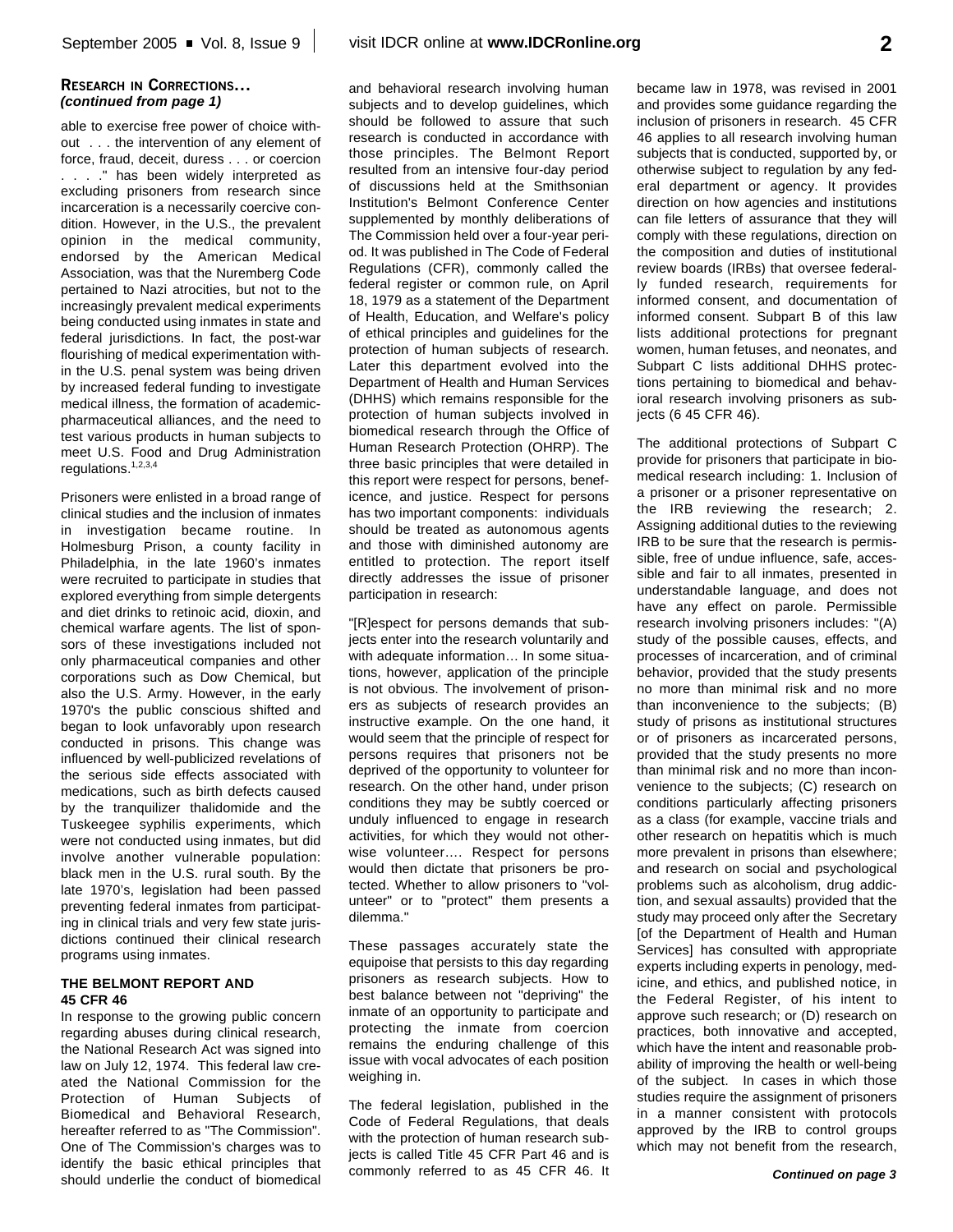**Research in Corrections…**
***(continued from page 1)***

able to exercise free power of choice without . . . the intervention of any element of force, fraud, deceit, duress . . . or coercion . . . ." has been widely interpreted as excluding prisoners from research since incarceration is a necessarily coercive condition. However, in the U.S., the prevalent opinion in the medical community, endorsed by the American Medical Association, was that the Nuremberg Code pertained to Nazi atrocities, but not to the increasingly prevalent medical experiments being conducted using inmates in state and federal jurisdictions. In fact, the post-war flourishing of medical experimentation within the U.S. penal system was being driven by increased federal funding to investigate medical illness, the formation of academic-pharmaceutical alliances, and the need to test various products in human subjects to meet U.S. Food and Drug Administration regulations.[1,2,3,4]

Prisoners were enlisted in a broad range of clinical studies and the inclusion of inmates in investigation became routine. In Holmesburg Prison, a county facility in Philadelphia, in the late 1960's inmates were recruited to participate in studies that explored everything from simple detergents and diet drinks to retinoic acid, dioxin, and chemical warfare agents. The list of sponsors of these investigations included not only pharmaceutical companies and other corporations such as Dow Chemical, but also the U.S. Army. However, in the early 1970's the public conscious shifted and began to look unfavorably upon research conducted in prisons. This change was influenced by well-publicized revelations of the serious side effects associated with medications, such as birth defects caused by the tranquilizer thalidomide and the Tuskeegee syphilis experiments, which were not conducted using inmates, but did involve another vulnerable population: black men in the U.S. rural south. By the late 1970's, legislation had been passed preventing federal inmates from participating in clinical trials and very few state jurisdictions continued their clinical research programs using inmates.

### THE BELMONT REPORT AND 45 CFR 46

In response to the growing public concern regarding abuses during clinical research, the National Research Act was signed into law on July 12, 1974. This federal law created the National Commission for the Protection of Human Subjects of Biomedical and Behavioral Research, hereafter referred to as "The Commission". One of The Commission's charges was to identify the basic ethical principles that should underlie the conduct of biomedical and behavioral research involving human subjects and to develop guidelines, which should be followed to assure that such research is conducted in accordance with those principles. The Belmont Report resulted from an intensive four-day period of discussions held at the Smithsonian Institution's Belmont Conference Center supplemented by monthly deliberations of The Commission held over a four-year period. It was published in The Code of Federal Regulations (CFR), commonly called the federal register or common rule, on April 18, 1979 as a statement of the Department of Health, Education, and Welfare's policy of ethical principles and guidelines for the protection of human subjects of research. Later this department evolved into the Department of Health and Human Services (DHHS) which remains responsible for the protection of human subjects involved in biomedical research through the Office of Human Research Protection (OHRP). The three basic principles that were detailed in this report were respect for persons, beneficence, and justice. Respect for persons has two important components: individuals should be treated as autonomous agents and those with diminished autonomy are entitled to protection. The report itself directly addresses the issue of prisoner participation in research:

"[R]espect for persons demands that subjects enter into the research voluntarily and with adequate information… In some situations, however, application of the principle is not obvious. The involvement of prisoners as subjects of research provides an instructive example. On the one hand, it would seem that the principle of respect for persons requires that prisoners not be deprived of the opportunity to volunteer for research. On the other hand, under prison conditions they may be subtly coerced or unduly influenced to engage in research activities, for which they would not otherwise volunteer…. Respect for persons would then dictate that prisoners be protected. Whether to allow prisoners to "volunteer" or to "protect" them presents a dilemma."

These passages accurately state the equipoise that persists to this day regarding prisoners as research subjects. How to best balance between not "depriving" the inmate of an opportunity to participate and protecting the inmate from coercion remains the enduring challenge of this issue with vocal advocates of each position weighing in.

The federal legislation, published in the Code of Federal Regulations, that deals with the protection of human research subjects is called Title 45 CFR Part 46 and is commonly referred to as 45 CFR 46. It became law in 1978, was revised in 2001 and provides some guidance regarding the inclusion of prisoners in research. 45 CFR 46 applies to all research involving human subjects that is conducted, supported by, or otherwise subject to regulation by any federal department or agency. It provides direction on how agencies and institutions can file letters of assurance that they will comply with these regulations, direction on the composition and duties of institutional review boards (IRBs) that oversee federally funded research, requirements for informed consent, and documentation of informed consent. Subpart B of this law lists additional protections for pregnant women, human fetuses, and neonates, and Subpart C lists additional DHHS protections pertaining to biomedical and behavioral research involving prisoners as subjects (6 45 CFR 46).

The additional protections of Subpart C provide for prisoners that participate in biomedical research including: 1. Inclusion of a prisoner or a prisoner representative on the IRB reviewing the research; 2. Assigning additional duties to the reviewing IRB to be sure that the research is permissible, free of undue influence, safe, accessible and fair to all inmates, presented in understandable language, and does not have any effect on parole. Permissible research involving prisoners includes: "(A) study of the possible causes, effects, and processes of incarceration, and of criminal behavior, provided that the study presents no more than minimal risk and no more than inconvenience to the subjects; (B) study of prisons as institutional structures or of prisoners as incarcerated persons, provided that the study presents no more than minimal risk and no more than inconvenience to the subjects; (C) research on conditions particularly affecting prisoners as a class (for example, vaccine trials and other research on hepatitis which is much more prevalent in prisons than elsewhere; and research on social and psychological problems such as alcoholism, drug addiction, and sexual assaults) provided that the study may proceed only after the Secretary [of the Department of Health and Human Services] has consulted with appropriate experts including experts in penology, medicine, and ethics, and published notice, in the Federal Register, of his intent to approve such research; or (D) research on practices, both innovative and accepted, which have the intent and reasonable probability of improving the health or well-being of the subject. In cases in which those studies require the assignment of prisoners in a manner consistent with protocols approved by the IRB to control groups which may not benefit from the research,

***Continued on page 3***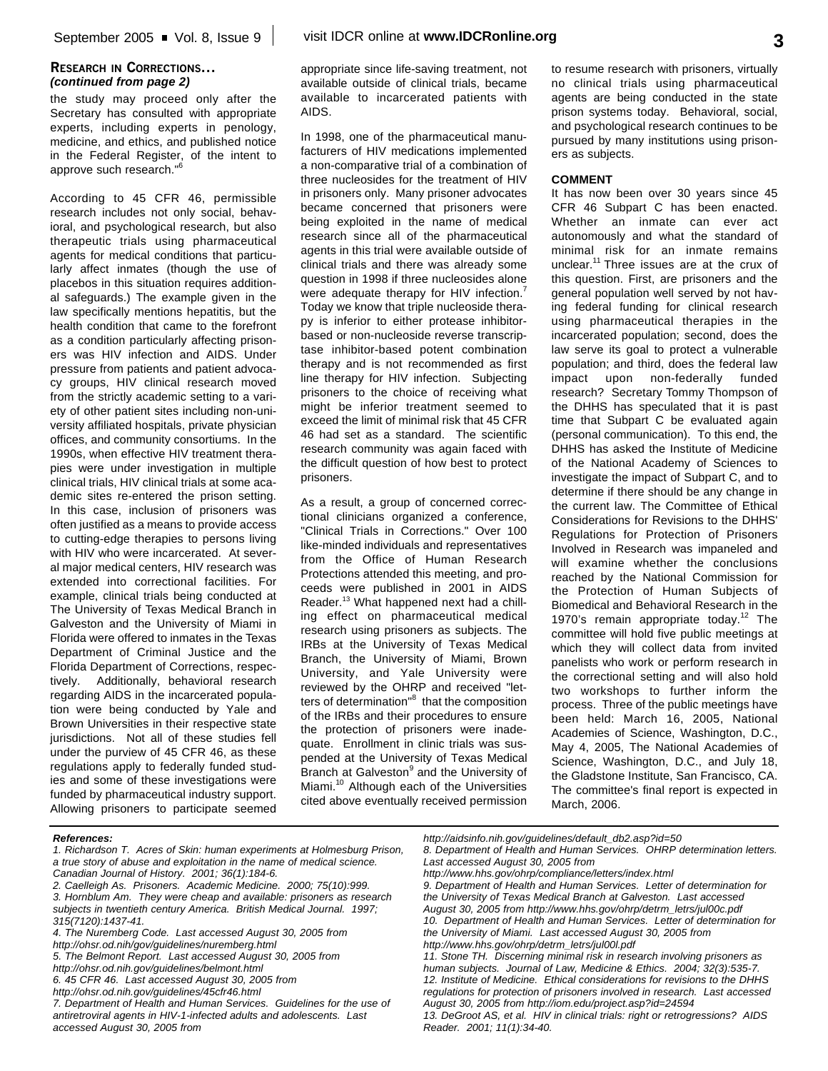## RESEARCH IN CORRECTIONS…
### *(continued from page 2)*

the study may proceed only after the Secretary has consulted with appropriate experts, including experts in penology, medicine, and ethics, and published notice in the Federal Register, of the intent to approve such research."[6]

According to 45 CFR 46, permissible research includes not only social, behavioral, and psychological research, but also therapeutic trials using pharmaceutical agents for medical conditions that particularly affect inmates (though the use of placebos in this situation requires additional safeguards.) The example given in the law specifically mentions hepatitis, but the health condition that came to the forefront as a condition particularly affecting prisoners was HIV infection and AIDS. Under pressure from patients and patient advocacy groups, HIV clinical research moved from the strictly academic setting to a variety of other patient sites including non-university affiliated hospitals, private physician offices, and community consortiums. In the 1990s, when effective HIV treatment therapies were under investigation in multiple clinical trials, HIV clinical trials at some academic sites re-entered the prison setting. In this case, inclusion of prisoners was often justified as a means to provide access to cutting-edge therapies to persons living with HIV who were incarcerated. At several major medical centers, HIV research was extended into correctional facilities. For example, clinical trials being conducted at The University of Texas Medical Branch in Galveston and the University of Miami in Florida were offered to inmates in the Texas Department of Criminal Justice and the Florida Department of Corrections, respectively. Additionally, behavioral research regarding AIDS in the incarcerated population were being conducted by Yale and Brown Universities in their respective state jurisdictions. Not all of these studies fell under the purview of 45 CFR 46, as these regulations apply to federally funded studies and some of these investigations were funded by pharmaceutical industry support. Allowing prisoners to participate seemed appropriate since life-saving treatment, not available outside of clinical trials, became available to incarcerated patients with AIDS.

In 1998, one of the pharmaceutical manufacturers of HIV medications implemented a non-comparative trial of a combination of three nucleosides for the treatment of HIV in prisoners only. Many prisoner advocates became concerned that prisoners were being exploited in the name of medical research since all of the pharmaceutical agents in this trial were available outside of clinical trials and there was already some question in 1998 if three nucleosides alone were adequate therapy for HIV infection.[7] Today we know that triple nucleoside therapy is inferior to either protease inhibitor-based or non-nucleoside reverse transcriptase inhibitor-based potent combination therapy and is not recommended as first line therapy for HIV infection. Subjecting prisoners to the choice of receiving what might be inferior treatment seemed to exceed the limit of minimal risk that 45 CFR 46 had set as a standard. The scientific research community was again faced with the difficult question of how best to protect prisoners.

As a result, a group of concerned correctional clinicians organized a conference, "Clinical Trials in Corrections." Over 100 like-minded individuals and representatives from the Office of Human Research Protections attended this meeting, and proceeds were published in 2001 in AIDS Reader.[13] What happened next had a chilling effect on pharmaceutical medical research using prisoners as subjects. The IRBs at the University of Texas Medical Branch, the University of Miami, Brown University, and Yale University were reviewed by the OHRP and received "letters of determination"[8] that the composition of the IRBs and their procedures to ensure the protection of prisoners were inadequate. Enrollment in clinic trials was suspended at the University of Texas Medical Branch at Galveston[9] and the University of Miami.[10] Although each of the Universities cited above eventually received permission to resume research with prisoners, virtually no clinical trials using pharmaceutical agents are being conducted in the state prison systems today. Behavioral, social, and psychological research continues to be pursued by many institutions using prisoners as subjects.

### COMMENT

It has now been over 30 years since 45 CFR 46 Subpart C has been enacted. Whether an inmate can ever act autonomously and what the standard of minimal risk for an inmate remains unclear.[11] Three issues are at the crux of this question. First, are prisoners and the general population well served by not having federal funding for clinical research using pharmaceutical therapies in the incarcerated population; second, does the law serve its goal to protect a vulnerable population; and third, does the federal law impact upon non-federally funded research? Secretary Tommy Thompson of the DHHS has speculated that it is past time that Subpart C be evaluated again (personal communication). To this end, the DHHS has asked the Institute of Medicine of the National Academy of Sciences to investigate the impact of Subpart C, and to determine if there should be any change in the current law. The Committee of Ethical Considerations for Revisions to the DHHS' Regulations for Protection of Prisoners Involved in Research was impaneled and will examine whether the conclusions reached by the National Commission for the Protection of Human Subjects of Biomedical and Behavioral Research in the 1970's remain appropriate today.[12] The committee will hold five public meetings at which they will collect data from invited panelists who work or perform research in the correctional setting and will also hold two workshops to further inform the process. Three of the public meetings have been held: March 16, 2005, National Academies of Science, Washington, D.C., May 4, 2005, The National Academies of Science, Washington, D.C., and July 18, the Gladstone Institute, San Francisco, CA. The committee's final report is expected in March, 2006.

---

***References:***

*1. Richardson T. Acres of Skin: human experiments at Holmesburg Prison, a true story of abuse and exploitation in the name of medical science. Canadian Journal of History. 2001; 36(1):184-6.*
*2. Caelleigh As. Prisoners. Academic Medicine. 2000; 75(10):999.*
*3. Hornblum Am. They were cheap and available: prisoners as research subjects in twentieth century America. British Medical Journal. 1997; 315(7120):1437-41.*
*4. The Nuremberg Code. Last accessed August 30, 2005 from http://ohsr.od.nih/gov/guidelines/nuremberg.html*
*5. The Belmont Report. Last accessed August 30, 2005 from http://ohsr.od.nih.gov/guidelines/belmont.html*
*6. 45 CFR 46. Last accessed August 30, 2005 from http://ohsr.od.nih.gov/guidelines/45cfr46.html*
*7. Department of Health and Human Services. Guidelines for the use of antiretroviral agents in HIV-1-infected adults and adolescents. Last accessed August 30, 2005 from http://aidsinfo.nih.gov/guidelines/default_db2.asp?id=50*
*8. Department of Health and Human Services. OHRP determination letters. Last accessed August 30, 2005 from http://www.hhs.gov/ohrp/compliance/letters/index.html*
*9. Department of Health and Human Services. Letter of determination for the University of Texas Medical Branch at Galveston. Last accessed August 30, 2005 from http://www.hhs.gov/ohrp/detrm_letrs/jul00c.pdf*
*10. Department of Health and Human Services. Letter of determination for the University of Miami. Last accessed August 30, 2005 from http://www.hhs.gov/ohrp/detrm_letrs/jul00l.pdf*
*11. Stone TH. Discerning minimal risk in research involving prisoners as human subjects. Journal of Law, Medicine & Ethics. 2004; 32(3):535-7.*
*12. Institute of Medicine. Ethical considerations for revisions to the DHHS regulations for protection of prisoners involved in research. Last accessed August 30, 2005 from http://iom.edu/project.asp?id=24594*
*13. DeGroot AS, et al. HIV in clinical trials: right or retrogressions? AIDS Reader. 2001; 11(1):34-40.*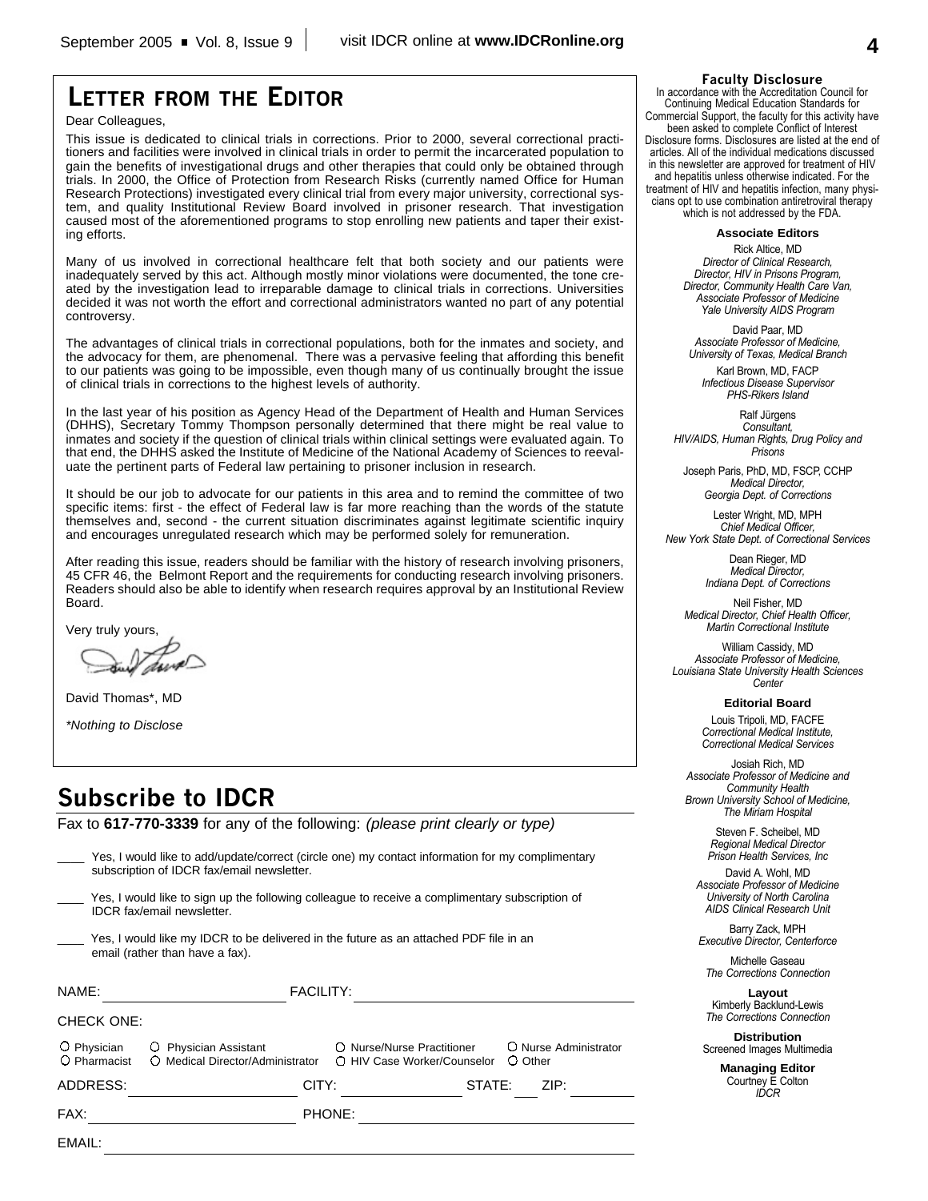## LETTER FROM THE EDITOR

Dear Colleagues,

This issue is dedicated to clinical trials in corrections. Prior to 2000, several correctional practitioners and facilities were involved in clinical trials in order to permit the incarcerated population to gain the benefits of investigational drugs and other therapies that could only be obtained through trials. In 2000, the Office of Protection from Research Risks (currently named Office for Human Research Protections) investigated every clinical trial from every major university, correctional system, and quality Institutional Review Board involved in prisoner research. That investigation caused most of the aforementioned programs to stop enrolling new patients and taper their existing efforts.

Many of us involved in correctional healthcare felt that both society and our patients were inadequately served by this act. Although mostly minor violations were documented, the tone created by the investigation lead to irreparable damage to clinical trials in corrections. Universities decided it was not worth the effort and correctional administrators wanted no part of any potential controversy.

The advantages of clinical trials in correctional populations, both for the inmates and society, and the advocacy for them, are phenomenal. There was a pervasive feeling that affording this benefit to our patients was going to be impossible, even though many of us continually brought the issue of clinical trials in corrections to the highest levels of authority.

In the last year of his position as Agency Head of the Department of Health and Human Services (DHHS), Secretary Tommy Thompson personally determined that there might be real value to inmates and society if the question of clinical trials within clinical settings were evaluated again. To that end, the DHHS asked the Institute of Medicine of the National Academy of Sciences to reevaluate the pertinent parts of Federal law pertaining to prisoner inclusion in research.

It should be our job to advocate for our patients in this area and to remind the committee of two specific items: first - the effect of Federal law is far more reaching than the words of the statute themselves and, second - the current situation discriminates against legitimate scientific inquiry and encourages unregulated research which may be performed solely for remuneration.

After reading this issue, readers should be familiar with the history of research involving prisoners, 45 CFR 46, the Belmont Report and the requirements for conducting research involving prisoners. Readers should also be able to identify when research requires approval by an Institutional Review Board.

Very truly yours,

David Thomas*, MD

*\*Nothing to Disclose*

## Subscribe to IDCR

Fax to **617-770-3339** for any of the following: *(please print clearly or type)*

____ Yes, I would like to add/update/correct (circle one) my contact information for my complimentary subscription of IDCR fax/email newsletter.

____ Yes, I would like to sign up the following colleague to receive a complimentary subscription of IDCR fax/email newsletter.

____ Yes, I would like my IDCR to be delivered in the future as an attached PDF file in an email (rather than have a fax).

NAME: ____________ FACILITY: ____________

CHECK ONE:

○ Physician ○ Physician Assistant ○ Nurse/Nurse Practitioner ○ Nurse Administrator
○ Pharmacist ○ Medical Director/Administrator ○ HIV Case Worker/Counselor ○ Other

ADDRESS: ____________ CITY: ____________ STATE: ___ ZIP: ______

FAX: ____________ PHONE: ____________

EMAIL: ____________

### Faculty Disclosure

In accordance with the Accreditation Council for Continuing Medical Education Standards for Commercial Support, the faculty for this activity have been asked to complete Conflict of Interest Disclosure forms. Disclosures are listed at the end of articles. All of the individual medications discussed in this newsletter are approved for treatment of HIV and hepatitis unless otherwise indicated. For the treatment of HIV and hepatitis infection, many physicians opt to use combination antiretroviral therapy which is not addressed by the FDA.

**Associate Editors**

Rick Altice, MD
*Director of Clinical Research, Director, HIV in Prisons Program, Director, Community Health Care Van, Associate Professor of Medicine Yale University AIDS Program*

David Paar, MD
*Associate Professor of Medicine, University of Texas, Medical Branch*

Karl Brown, MD, FACP
*Infectious Disease Supervisor PHS-Rikers Island*

Ralf Jürgens
*Consultant, HIV/AIDS, Human Rights, Drug Policy and Prisons*

Joseph Paris, PhD, MD, FSCP, CCHP
*Medical Director, Georgia Dept. of Corrections*

Lester Wright, MD, MPH
*Chief Medical Officer, New York State Dept. of Correctional Services*

Dean Rieger, MD
*Medical Director, Indiana Dept. of Corrections*

Neil Fisher, MD
*Medical Director, Chief Health Officer, Martin Correctional Institute*

William Cassidy, MD
*Associate Professor of Medicine, Louisiana State University Health Sciences Center*

**Editorial Board**

Louis Tripoli, MD, FACFE
*Correctional Medical Institute, Correctional Medical Services*

Josiah Rich, MD
*Associate Professor of Medicine and Community Health Brown University School of Medicine, The Miriam Hospital*

Steven F. Scheibel, MD
*Regional Medical Director Prison Health Services, Inc*

David A. Wohl, MD
*Associate Professor of Medicine University of North Carolina AIDS Clinical Research Unit*

Barry Zack, MPH
*Executive Director, Centerforce*

Michelle Gaseau
*The Corrections Connection*

**Layout**
Kimberly Backlund-Lewis
*The Corrections Connection*

**Distribution**
Screened Images Multimedia

**Managing Editor**
Courtney E Colton
*IDCR*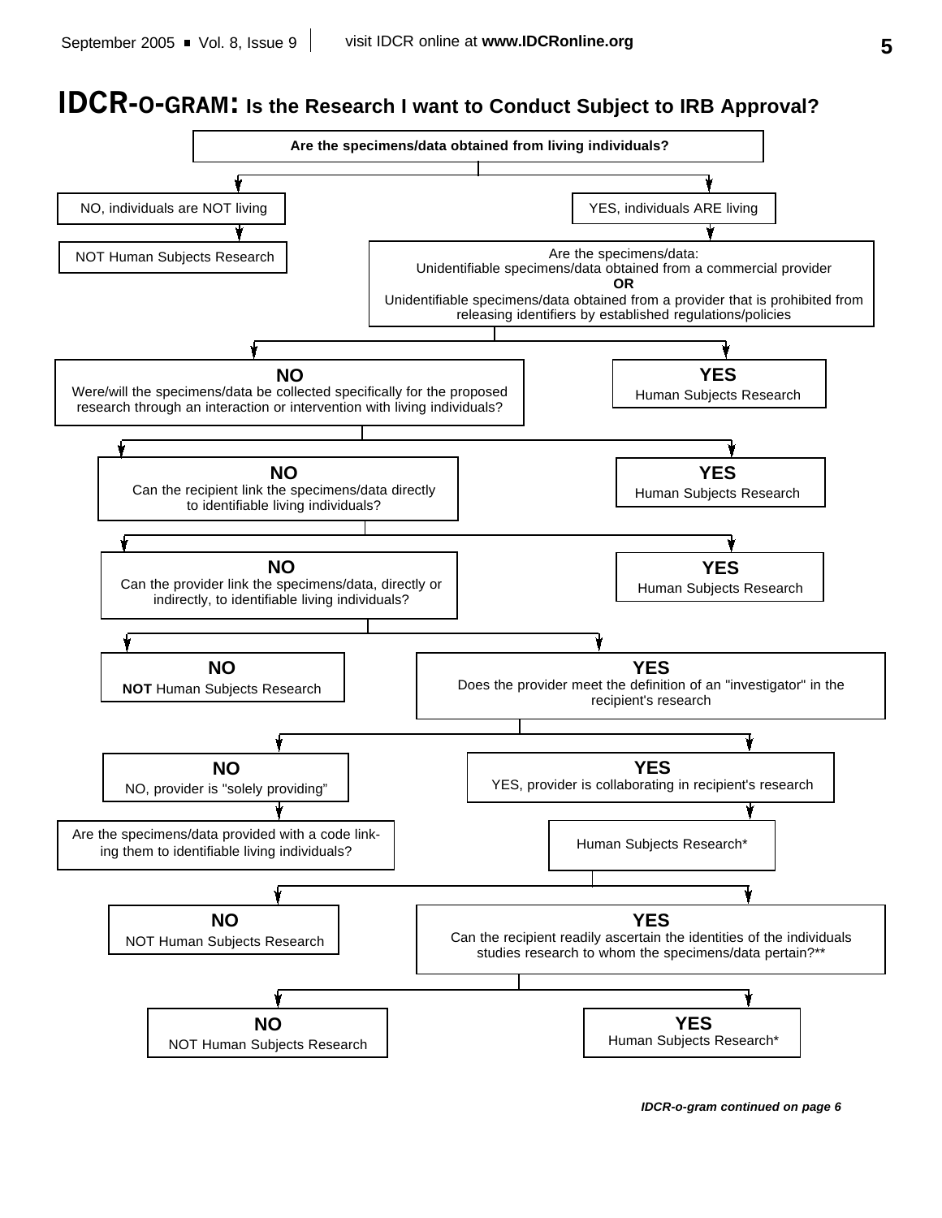# IDCR-o-GRAM: Is the Research I want to Conduct Subject to IRB Approval?

**Are the specimens/data obtained from living individuals?**

- NO, individuals are NOT living
  - NOT Human Subjects Research
- YES, individuals ARE living
  - Are the specimens/data: Unidentifiable specimens/data obtained from a commercial provider **OR** Unidentifiable specimens/data obtained from a provider that is prohibited from releasing identifiers by established regulations/policies
    - **YES** — Human Subjects Research
    - **NO** — Were/will the specimens/data be collected specifically for the proposed research through an interaction or intervention with living individuals?
      - **YES** — Human Subjects Research
      - **NO** — Can the recipient link the specimens/data directly to identifiable living individuals?
        - **YES** — Human Subjects Research
        - **NO** — Can the provider link the specimens/data, directly or indirectly, to identifiable living individuals?
          - **NO** — **NOT** Human Subjects Research
          - **YES** — Does the provider meet the definition of an "investigator" in the recipient's research
            - **YES** — YES, provider is collaborating in recipient's research
              - Human Subjects Research*
            - **NO** — NO, provider is "solely providing"
              - Are the specimens/data provided with a code linking them to identifiable living individuals?
                - **NO** — NOT Human Subjects Research
                - **YES** — Can the recipient readily ascertain the identities of the individuals studies research to whom the specimens/data pertain?**
                  - **NO** — NOT Human Subjects Research
                  - **YES** — Human Subjects Research*

***IDCR-o-gram continued on page 6***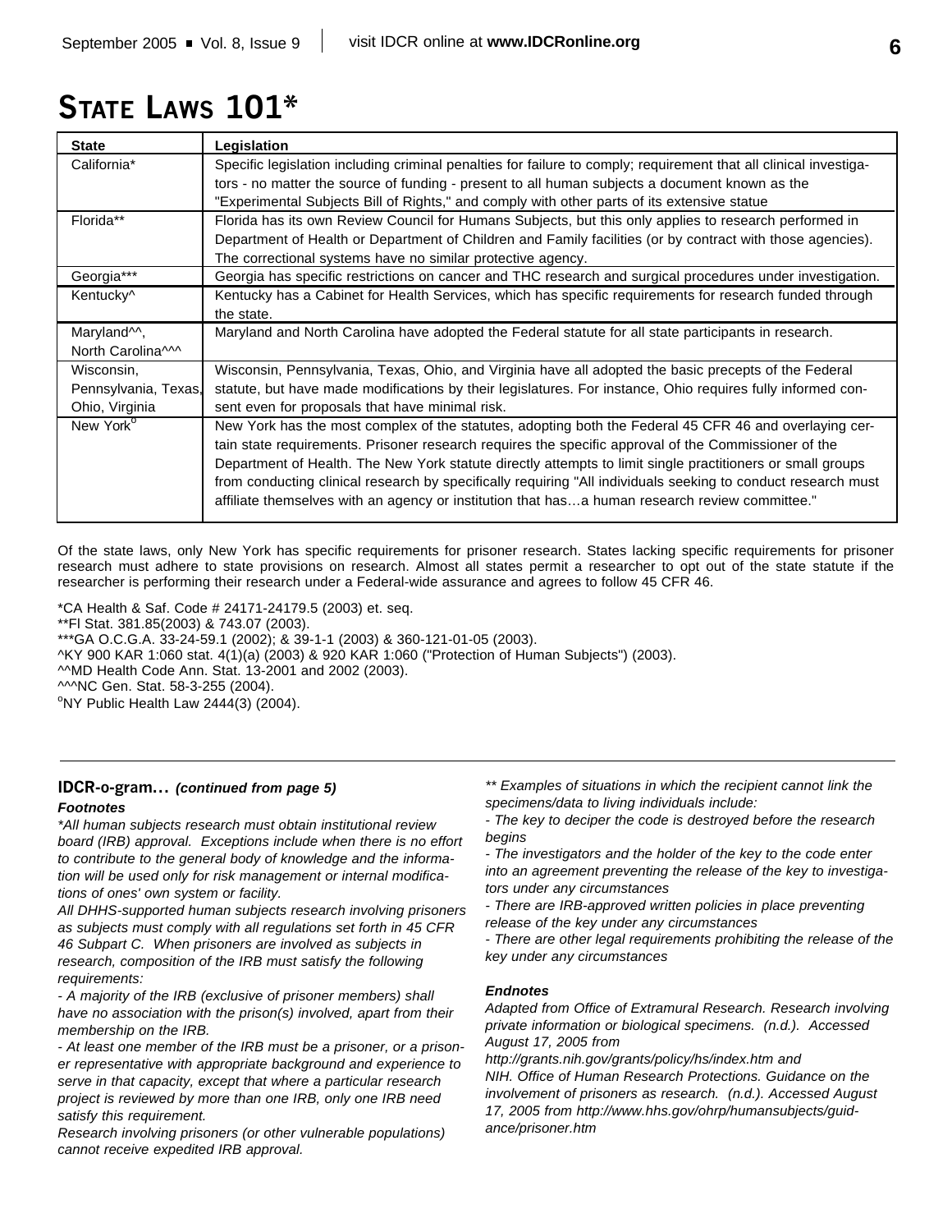# STATE LAWS 101*

| State | Legislation |
| --- | --- |
| California* | Specific legislation including criminal penalties for failure to comply; requirement that all clinical investigators - no matter the source of funding - present to all human subjects a document known as the "Experimental Subjects Bill of Rights," and comply with other parts of its extensive statue |
| Florida** | Florida has its own Review Council for Humans Subjects, but this only applies to research performed in Department of Health or Department of Children and Family facilities (or by contract with those agencies). The correctional systems have no similar protective agency. |
| Georgia*** | Georgia has specific restrictions on cancer and THC research and surgical procedures under investigation. |
| Kentucky^ | Kentucky has a Cabinet for Health Services, which has specific requirements for research funded through the state. |
| Maryland^^, North Carolina^^^ | Maryland and North Carolina have adopted the Federal statute for all state participants in research. |
| Wisconsin, Pennsylvania, Texas, Ohio, Virginia | Wisconsin, Pennsylvania, Texas, Ohio, and Virginia have all adopted the basic precepts of the Federal statute, but have made modifications by their legislatures. For instance, Ohio requires fully informed consent even for proposals that have minimal risk. |
| New York° | New York has the most complex of the statutes, adopting both the Federal 45 CFR 46 and overlaying certain state requirements. Prisoner research requires the specific approval of the Commissioner of the Department of Health. The New York statute directly attempts to limit single practitioners or small groups from conducting clinical research by specifically requiring "All individuals seeking to conduct research must affiliate themselves with an agency or institution that has…a human research review committee." |

Of the state laws, only New York has specific requirements for prisoner research. States lacking specific requirements for prisoner research must adhere to state provisions on research. Almost all states permit a researcher to opt out of the state statute if the researcher is performing their research under a Federal-wide assurance and agrees to follow 45 CFR 46.

*CA Health & Saf. Code # 24171-24179.5 (2003) et. seq.
**Fl Stat. 381.85(2003) & 743.07 (2003).
***GA O.C.G.A. 33-24-59.1 (2002); & 39-1-1 (2003) & 360-121-01-05 (2003).
^KY 900 KAR 1:060 stat. 4(1)(a) (2003) & 920 KAR 1:060 ("Protection of Human Subjects") (2003).
^^MD Health Code Ann. Stat. 13-2001 and 2002 (2003).
^^^NC Gen. Stat. 58-3-255 (2004).
°NY Public Health Law 2444(3) (2004).

---

### IDCR-o-gram… *(continued from page 5)*

***Footnotes***

*\*All human subjects research must obtain institutional review board (IRB) approval. Exceptions include when there is no effort to contribute to the general body of knowledge and the information will be used only for risk management or internal modifications of ones' own system or facility.*

*All DHHS-supported human subjects research involving prisoners as subjects must comply with all regulations set forth in 45 CFR 46 Subpart C. When prisoners are involved as subjects in research, composition of the IRB must satisfy the following requirements:*

*- A majority of the IRB (exclusive of prisoner members) shall have no association with the prison(s) involved, apart from their membership on the IRB.*

*- At least one member of the IRB must be a prisoner, or a prisoner representative with appropriate background and experience to serve in that capacity, except that where a particular research project is reviewed by more than one IRB, only one IRB need satisfy this requirement.*

*Research involving prisoners (or other vulnerable populations) cannot receive expedited IRB approval.*

*\*\* Examples of situations in which the recipient cannot link the specimens/data to living individuals include:*

*- The key to deciper the code is destroyed before the research begins*

*- The investigators and the holder of the key to the code enter into an agreement preventing the release of the key to investigators under any circumstances*

*- There are IRB-approved written policies in place preventing release of the key under any circumstances*

*- There are other legal requirements prohibiting the release of the key under any circumstances*

***Endnotes***

*Adapted from Office of Extramural Research. Research involving private information or biological specimens. (n.d.). Accessed August 17, 2005 from http://grants.nih.gov/grants/policy/hs/index.htm and NIH. Office of Human Research Protections. Guidance on the involvement of prisoners as research. (n.d.). Accessed August 17, 2005 from http://www.hhs.gov/ohrp/humansubjects/guidance/prisoner.htm*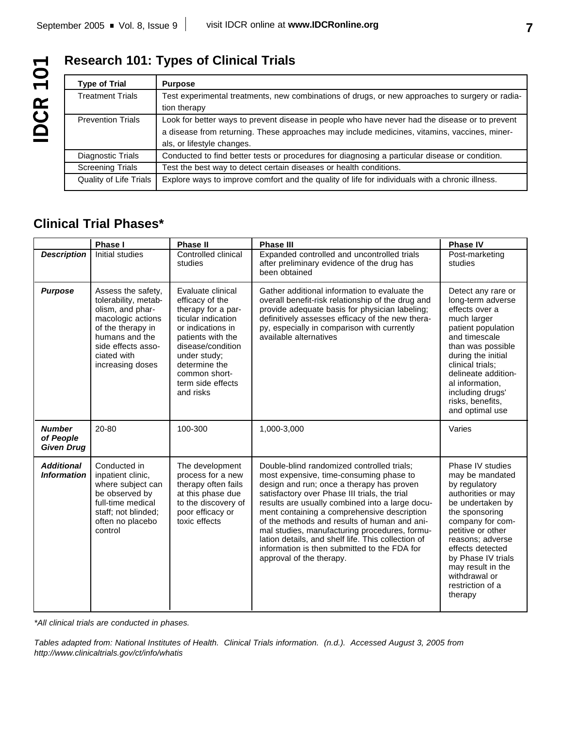## Research 101: Types of Clinical Trials

| Type of Trial | Purpose |
|---|---|
| Treatment Trials | Test experimental treatments, new combinations of drugs, or new approaches to surgery or radiation therapy |
| Prevention Trials | Look for better ways to prevent disease in people who have never had the disease or to prevent a disease from returning. These approaches may include medicines, vitamins, vaccines, minerals, or lifestyle changes. |
| Diagnostic Trials | Conducted to find better tests or procedures for diagnosing a particular disease or condition. |
| Screening Trials | Test the best way to detect certain diseases or health conditions. |
| Quality of Life Trials | Explore ways to improve comfort and the quality of life for individuals with a chronic illness. |

## Clinical Trial Phases*

| | Phase I | Phase II | Phase III | Phase IV |
|---|---|---|---|---|
| ***Description*** | Initial studies | Controlled clinical studies | Expanded controlled and uncontrolled trials after preliminary evidence of the drug has been obtained | Post-marketing studies |
| ***Purpose*** | Assess the safety, tolerability, metabolism, and pharmacologic actions of the therapy in humans and the side effects associated with increasing doses | Evaluate clinical efficacy of the therapy for a particular indication or indications in patients with the disease/condition under study; determine the common short-term side effects and risks | Gather additional information to evaluate the overall benefit-risk relationship of the drug and provide adequate basis for physician labeling; definitively assesses efficacy of the new therapy, especially in comparison with currently available alternatives | Detect any rare or long-term adverse effects over a much larger patient population and timescale than was possible during the initial clinical trials; delineate additional information, including drugs' risks, benefits, and optimal use |
| ***Number of People Given Drug*** | 20-80 | 100-300 | 1,000-3,000 | Varies |
| ***Additional Information*** | Conducted in inpatient clinic, where subject can be observed by full-time medical staff; not blinded; often no placebo control | The development process for a new therapy often fails at this phase due to the discovery of poor efficacy or toxic effects | Double-blind randomized controlled trials; most expensive, time-consuming phase to design and run; once a therapy has proven satisfactory over Phase III trials, the trial results are usually combined into a large document containing a comprehensive description of the methods and results of human and animal studies, manufacturing procedures, formulation details, and shelf life. This collection of information is then submitted to the FDA for approval of the therapy. | Phase IV studies may be mandated by regulatory authorities or may be undertaken by the sponsoring company for competitive or other reasons; adverse effects detected by Phase IV trials may result in the withdrawal or restriction of a therapy |

*\*All clinical trials are conducted in phases.*

*Tables adapted from: National Institutes of Health. Clinical Trials information. (n.d.). Accessed August 3, 2005 from http://www.clinicaltrials.gov/ct/info/whatis*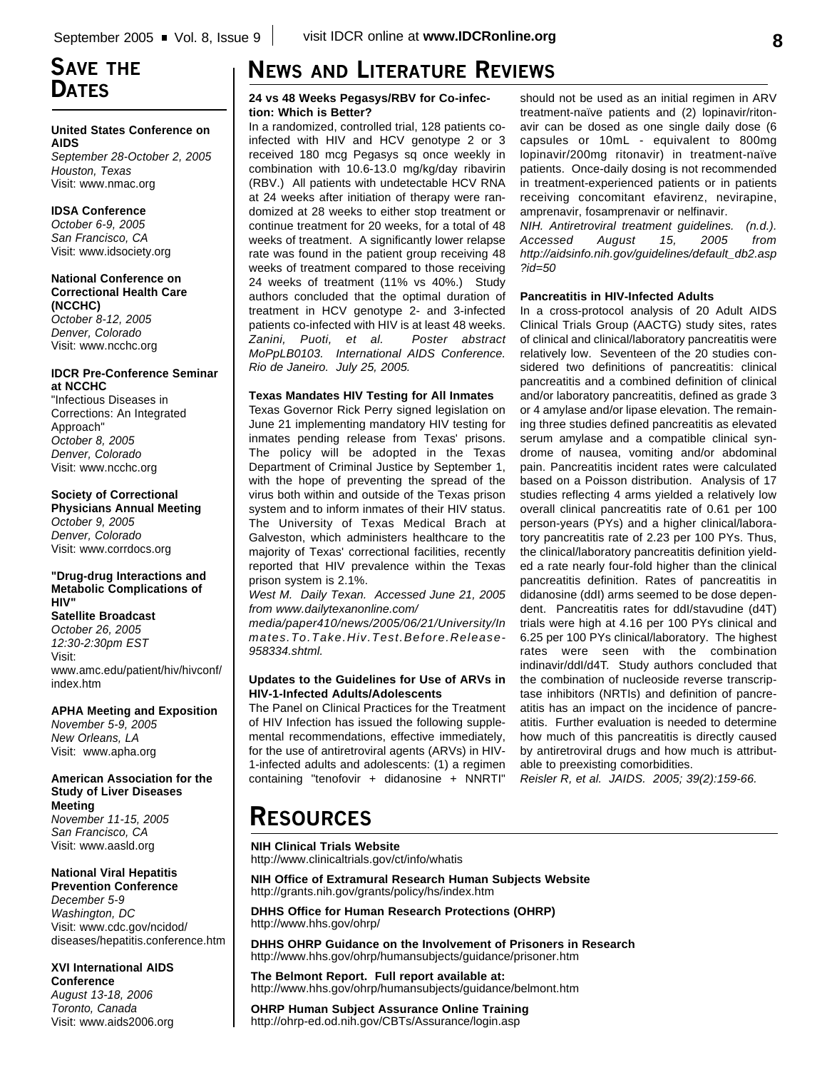## Save the Dates

**United States Conference on AIDS**
*September 28-October 2, 2005*
*Houston, Texas*
Visit: www.nmac.org

**IDSA Conference**
*October 6-9, 2005*
*San Francisco, CA*
Visit: www.idsociety.org

**National Conference on Correctional Health Care (NCCHC)**
*October 8-12, 2005*
*Denver, Colorado*
Visit: www.ncchc.org

**IDCR Pre-Conference Seminar at NCCHC**
"Infectious Diseases in Corrections: An Integrated Approach"
*October 8, 2005*
*Denver, Colorado*
Visit: www.ncchc.org

**Society of Correctional Physicians Annual Meeting**
*October 9, 2005*
*Denver, Colorado*
Visit: www.corrdocs.org

**"Drug-drug Interactions and Metabolic Complications of HIV"**
**Satellite Broadcast**
*October 26, 2005*
*12:30-2:30pm EST*
Visit: www.amc.edu/patient/hiv/hivconf/index.htm

**APHA Meeting and Exposition**
*November 5-9, 2005*
*New Orleans, LA*
Visit: www.apha.org

**American Association for the Study of Liver Diseases Meeting**
*November 11-15, 2005*
*San Francisco, CA*
Visit: www.aasld.org

**National Viral Hepatitis Prevention Conference**
*December 5-9*
*Washington, DC*
Visit: www.cdc.gov/ncidod/diseases/hepatitis.conference.htm

**XVI International AIDS Conference**
*August 13-18, 2006*
*Toronto, Canada*
Visit: www.aids2006.org

## News and Literature Reviews

**24 vs 48 Weeks Pegasys/RBV for Co-infection: Which is Better?**

In a randomized, controlled trial, 128 patients co-infected with HIV and HCV genotype 2 or 3 received 180 mcg Pegasys sq once weekly in combination with 10.6-13.0 mg/kg/day ribavirin (RBV.) All patients with undetectable HCV RNA at 24 weeks after initiation of therapy were randomized at 28 weeks to either stop treatment or continue treatment for 20 weeks, for a total of 48 weeks of treatment. A significantly lower relapse rate was found in the patient group receiving 48 weeks of treatment compared to those receiving 24 weeks of treatment (11% vs 40%.) Study authors concluded that the optimal duration of treatment in HCV genotype 2- and 3-infected patients co-infected with HIV is at least 48 weeks.
*Zanini, Puoti, et al. Poster abstract MoPpLB0103. International AIDS Conference. Rio de Janeiro. July 25, 2005.*

**Texas Mandates HIV Testing for All Inmates**

Texas Governor Rick Perry signed legislation on June 21 implementing mandatory HIV testing for inmates pending release from Texas' prisons. The policy will be adopted in the Texas Department of Criminal Justice by September 1, with the hope of preventing the spread of the virus both within and outside of the Texas prison system and to inform inmates of their HIV status. The University of Texas Medical Brach at Galveston, which administers healthcare to the majority of Texas' correctional facilities, recently reported that HIV prevalence within the Texas prison system is 2.1%.
*West M. Daily Texan. Accessed June 21, 2005 from www.dailytexanonline.com/media/paper410/news/2005/06/21/University/Inmates.To.Take.Hiv.Test.Before.Release-958334.shtml.*

**Updates to the Guidelines for Use of ARVs in HIV-1-Infected Adults/Adolescents**

The Panel on Clinical Practices for the Treatment of HIV Infection has issued the following supplemental recommendations, effective immediately, for the use of antiretroviral agents (ARVs) in HIV-1-infected adults and adolescents: (1) a regimen containing "tenofovir + didanosine + NNRTI" should not be used as an initial regimen in ARV treatment-naïve patients and (2) lopinavir/ritonavir can be dosed as one single daily dose (6 capsules or 10mL - equivalent to 800mg lopinavir/200mg ritonavir) in treatment-naïve patients. Once-daily dosing is not recommended in treatment-experienced patients or in patients receiving concomitant efavirenz, nevirapine, amprenavir, fosamprenavir or nelfinavir.
*NIH. Antiretroviral treatment guidelines. (n.d.). Accessed August 15, 2005 from http://aidsinfo.nih.gov/guidelines/default_db2.asp?id=50*

**Pancreatitis in HIV-Infected Adults**

In a cross-protocol analysis of 20 Adult AIDS Clinical Trials Group (AACTG) study sites, rates of clinical and clinical/laboratory pancreatitis were relatively low. Seventeen of the 20 studies considered two definitions of pancreatitis: clinical pancreatitis and a combined definition of clinical and/or laboratory pancreatitis, defined as grade 3 or 4 amylase and/or lipase elevation. The remaining three studies defined pancreatitis as elevated serum amylase and a compatible clinical syndrome of nausea, vomiting and/or abdominal pain. Pancreatitis incident rates were calculated based on a Poisson distribution. Analysis of 17 studies reflecting 4 arms yielded a relatively low overall clinical pancreatitis rate of 0.61 per 100 person-years (PYs) and a higher clinical/laboratory pancreatitis rate of 2.23 per 100 PYs. Thus, the clinical/laboratory pancreatitis definition yielded a rate nearly four-fold higher than the clinical pancreatitis definition. Rates of pancreatitis in didanosine (ddI) arms seemed to be dose dependent. Pancreatitis rates for ddI/stavudine (d4T) trials were high at 4.16 per 100 PYs clinical and 6.25 per 100 PYs clinical/laboratory. The highest rates were seen with the combination indinavir/ddI/d4T. Study authors concluded that the combination of nucleoside reverse transcriptase inhibitors (NRTIs) and definition of pancreatitis has an impact on the incidence of pancreatitis. Further evaluation is needed to determine how much of this pancreatitis is directly caused by antiretroviral drugs and how much is attributable to preexisting comorbidities.
*Reisler R, et al. JAIDS. 2005; 39(2):159-66.*

## Resources

**NIH Clinical Trials Website**
http://www.clinicaltrials.gov/ct/info/whatis

**NIH Office of Extramural Research Human Subjects Website**
http://grants.nih.gov/grants/policy/hs/index.htm

**DHHS Office for Human Research Protections (OHRP)**
http://www.hhs.gov/ohrp/

**DHHS OHRP Guidance on the Involvement of Prisoners in Research**
http://www.hhs.gov/ohrp/humansubjects/guidance/prisoner.htm

**The Belmont Report. Full report available at:**
http://www.hhs.gov/ohrp/humansubjects/guidance/belmont.htm

**OHRP Human Subject Assurance Online Training**
http://ohrp-ed.od.nih.gov/CBTs/Assurance/login.asp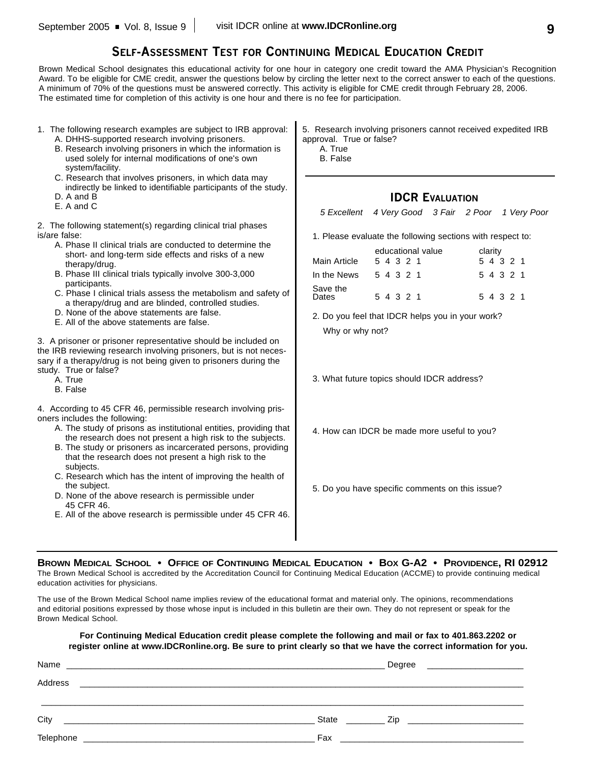## Self-Assessment Test for Continuing Medical Education Credit

Brown Medical School designates this educational activity for one hour in category one credit toward the AMA Physician's Recognition Award. To be eligible for CME credit, answer the questions below by circling the letter next to the correct answer to each of the questions. A minimum of 70% of the questions must be answered correctly. This activity is eligible for CME credit through February 28, 2006. The estimated time for completion of this activity is one hour and there is no fee for participation.

1. The following research examples are subject to IRB approval:
   - A. DHHS-supported research involving prisoners.
   - B. Research involving prisoners in which the information is used solely for internal modifications of one's own system/facility.
   - C. Research that involves prisoners, in which data may indirectly be linked to identifiable participants of the study.
   - D. A and B
   - E. A and C

2. The following statement(s) regarding clinical trial phases is/are false:
   - A. Phase II clinical trials are conducted to determine the short- and long-term side effects and risks of a new therapy/drug.
   - B. Phase III clinical trials typically involve 300-3,000 participants.
   - C. Phase I clinical trials assess the metabolism and safety of a therapy/drug and are blinded, controlled studies.
   - D. None of the above statements are false.
   - E. All of the above statements are false.

3. A prisoner or prisoner representative should be included on the IRB reviewing research involving prisoners, but is not necessary if a therapy/drug is not being given to prisoners during the study. True or false?
   - A. True
   - B. False

4. According to 45 CFR 46, permissible research involving prisoners includes the following:
   - A. The study of prisons as institutional entities, providing that the research does not present a high risk to the subjects.
   - B. The study or prisoners as incarcerated persons, providing that the research does not present a high risk to the subjects.
   - C. Research which has the intent of improving the health of the subject.
   - D. None of the above research is permissible under 45 CFR 46.
   - E. All of the above research is permissible under 45 CFR 46.

5. Research involving prisoners cannot received expedited IRB approval. True or false?
   - A. True
   - B. False

### IDCR Evaluation

*5 Excellent 4 Very Good 3 Fair 2 Poor 1 Very Poor*

1. Please evaluate the following sections with respect to:

| | educational value | clarity |
|---|---|---|
| Main Article | 5 4 3 2 1 | 5 4 3 2 1 |
| In the News | 5 4 3 2 1 | 5 4 3 2 1 |
| Save the Dates | 5 4 3 2 1 | 5 4 3 2 1 |

2. Do you feel that IDCR helps you in your work? Why or why not?

3. What future topics should IDCR address?

4. How can IDCR be made more useful to you?

5. Do you have specific comments on this issue?

**Brown Medical School • Office of Continuing Medical Education • Box G-A2 • Providence, RI 02912**

The Brown Medical School is accredited by the Accreditation Council for Continuing Medical Education (ACCME) to provide continuing medical education activities for physicians.

The use of the Brown Medical School name implies review of the educational format and material only. The opinions, recommendations and editorial positions expressed by those whose input is included in this bulletin are their own. They do not represent or speak for the Brown Medical School.

**For Continuing Medical Education credit please complete the following and mail or fax to 401.863.2202 or register online at www.IDCRonline.org. Be sure to print clearly so that we have the correct information for you.**

Name ______________________________ Degree ______________

Address ______________________________________________

______________________________________________________

City ______________________ State ________ Zip ______________

Telephone ______________________ Fax ______________________